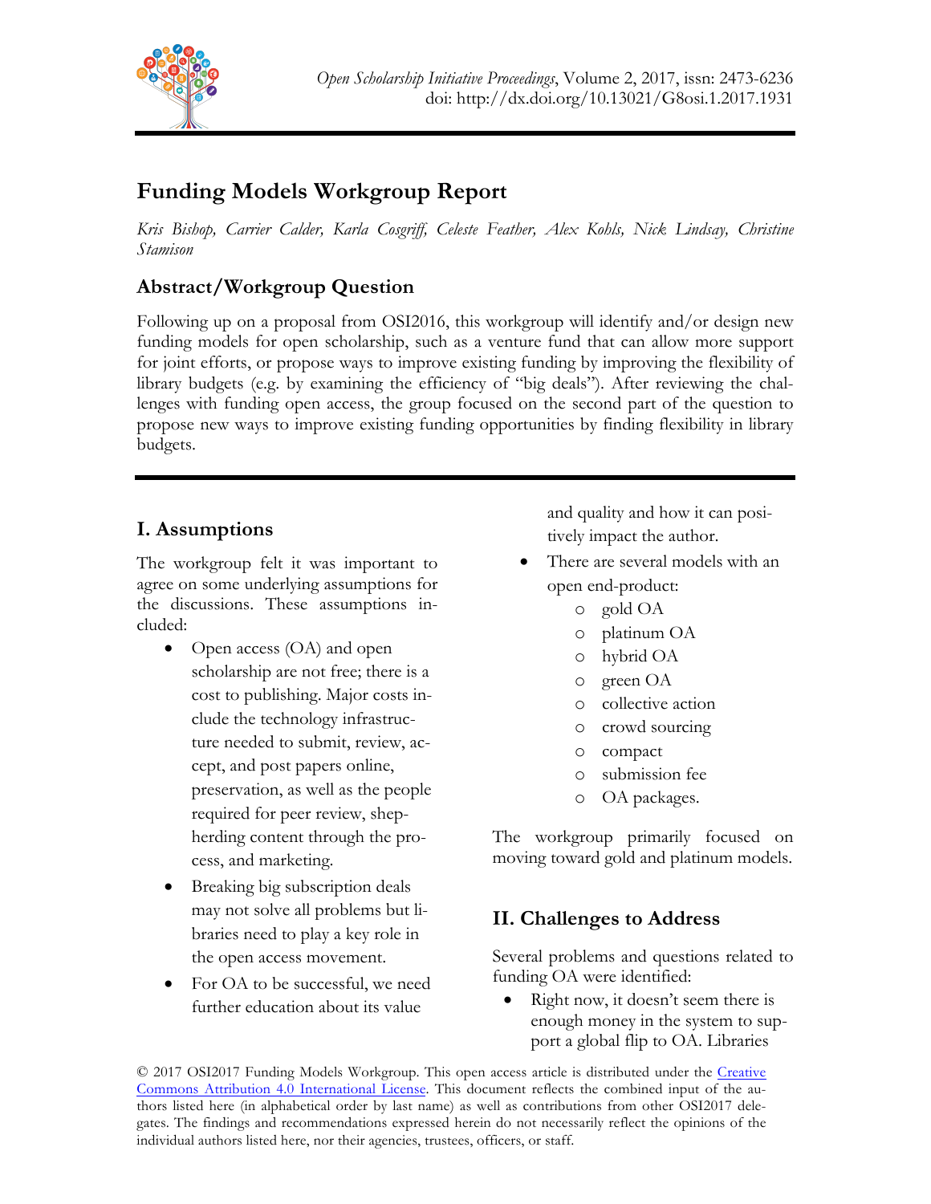# Funding Models Workgroup Report

*Kris Bishop, Carrier Calder, Karla Cosgriff, Celeste Feather, Alex Kohls, Nick Lindsay, Christine Stamison*

## Abstract/Workgroup Question

Following up on a proposal from OSI2016, this workgroup will identify and/or design new funding models for open scholarship, such as a venture fund that can allow more support for joint efforts, or propose ways to improve existing funding by improving the flexibility of library budgets (e.g. by examining the efficiency of "big deals"). After reviewing the challenges with funding open access, the group focused on the second part of the question to propose new ways to improve existing funding opportunities by finding flexibility in library budgets.

## I. Assumptions

The workgroup felt it was important to agree on some underlying assumptions for the discussions. These assumptions included:

- Open access (OA) and open scholarship are not free; there is a cost to publishing. Major costs include the technology infrastructure needed to submit, review, accept, and post papers online, preservation, as well as the people required for peer review, shepherding content through the process, and marketing.
- Breaking big subscription deals may not solve all problems but libraries need to play a key role in the open access movement.
- For OA to be successful, we need further education about its value and quality and how it can positively impact the author.
- There are several models with an open end-product:
  - gold OA
  - platinum OA
  - hybrid OA
  - green OA
  - collective action
  - crowd sourcing
  - compact
  - submission fee
  - OA packages.

The workgroup primarily focused on moving toward gold and platinum models.

## II. Challenges to Address

Several problems and questions related to funding OA were identified:

- Right now, it doesn't seem there is enough money in the system to support a global flip to OA. Libraries

© 2017 OSI2017 Funding Models Workgroup. This open access article is distributed under the Creative Commons Attribution 4.0 International License. This document reflects the combined input of the authors listed here (in alphabetical order by last name) as well as contributions from other OSI2017 delegates. The findings and recommendations expressed herein do not necessarily reflect the opinions of the individual authors listed here, nor their agencies, trustees, officers, or staff.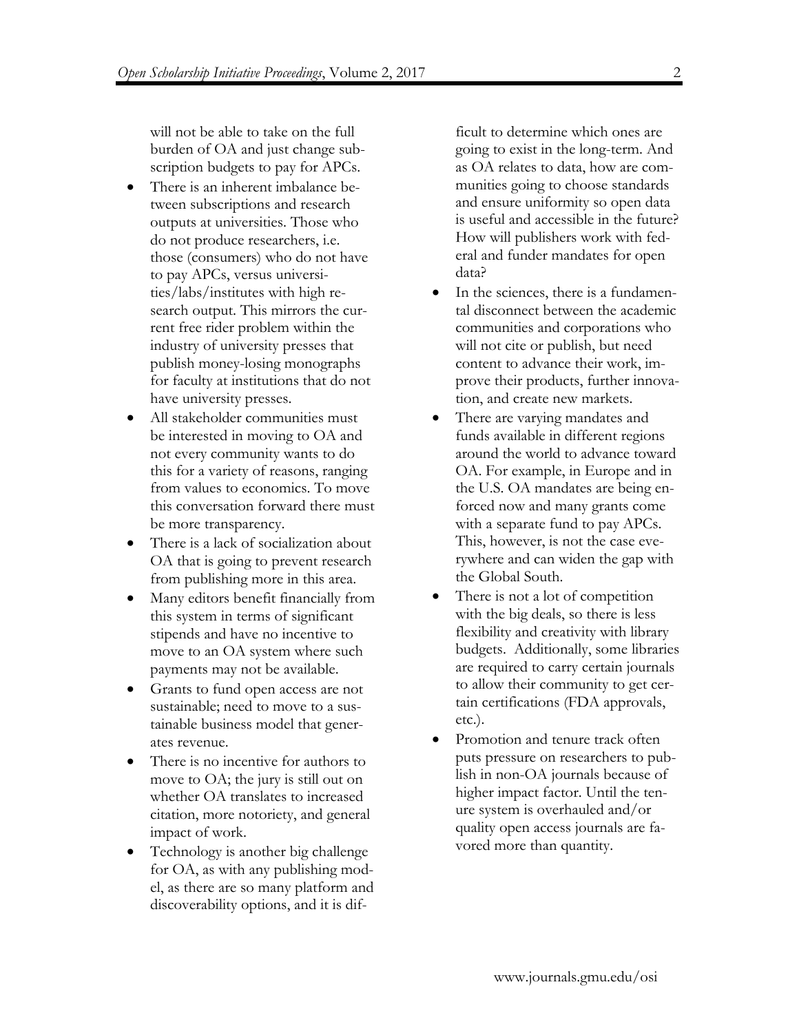will not be able to take on the full burden of OA and just change subscription budgets to pay for APCs.

- There is an inherent imbalance between subscriptions and research outputs at universities. Those who do not produce researchers, i.e. those (consumers) who do not have to pay APCs, versus universities/labs/institutes with high research output. This mirrors the current free rider problem within the industry of university presses that publish money-losing monographs for faculty at institutions that do not have university presses.
- All stakeholder communities must be interested in moving to OA and not every community wants to do this for a variety of reasons, ranging from values to economics. To move this conversation forward there must be more transparency.
- There is a lack of socialization about OA that is going to prevent research from publishing more in this area.
- Many editors benefit financially from this system in terms of significant stipends and have no incentive to move to an OA system where such payments may not be available.
- Grants to fund open access are not sustainable; need to move to a sustainable business model that generates revenue.
- There is no incentive for authors to move to OA; the jury is still out on whether OA translates to increased citation, more notoriety, and general impact of work.
- Technology is another big challenge for OA, as with any publishing model, as there are so many platform and discoverability options, and it is difficult to determine which ones are going to exist in the long-term. And as OA relates to data, how are communities going to choose standards and ensure uniformity so open data is useful and accessible in the future? How will publishers work with federal and funder mandates for open data?
- In the sciences, there is a fundamental disconnect between the academic communities and corporations who will not cite or publish, but need content to advance their work, improve their products, further innovation, and create new markets.
- There are varying mandates and funds available in different regions around the world to advance toward OA. For example, in Europe and in the U.S. OA mandates are being enforced now and many grants come with a separate fund to pay APCs. This, however, is not the case everywhere and can widen the gap with the Global South.
- There is not a lot of competition with the big deals, so there is less flexibility and creativity with library budgets. Additionally, some libraries are required to carry certain journals to allow their community to get certain certifications (FDA approvals, etc.).
- Promotion and tenure track often puts pressure on researchers to publish in non-OA journals because of higher impact factor. Until the tenure system is overhauled and/or quality open access journals are favored more than quantity.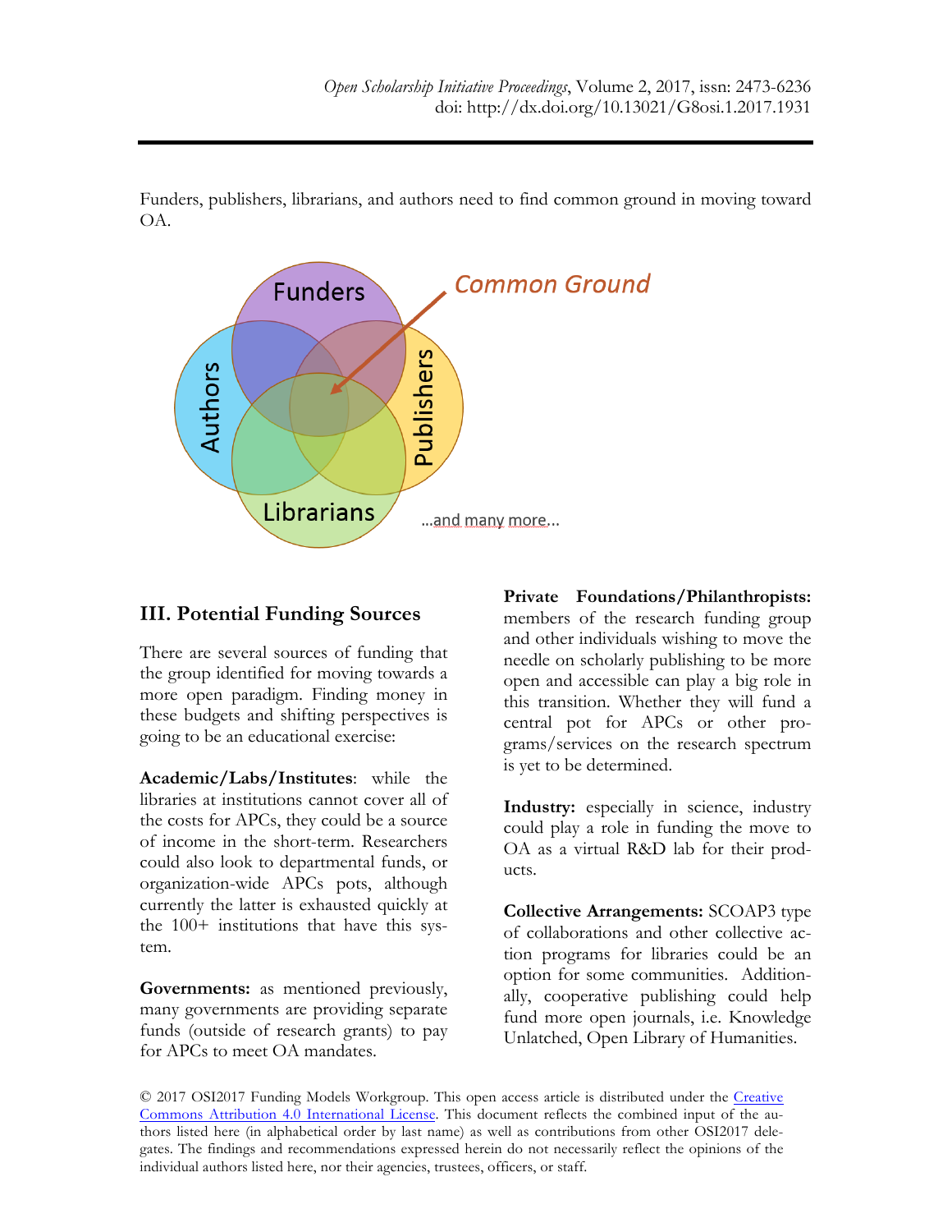Funders, publishers, librarians, and authors need to find common ground in moving toward OA.

## III. Potential Funding Sources

There are several sources of funding that the group identified for moving towards a more open paradigm. Finding money in these budgets and shifting perspectives is going to be an educational exercise:

**Academic/Labs/Institutes**: while the libraries at institutions cannot cover all of the costs for APCs, they could be a source of income in the short-term. Researchers could also look to departmental funds, or organization-wide APCs pots, although currently the latter is exhausted quickly at the 100+ institutions that have this system.

**Governments:** as mentioned previously, many governments are providing separate funds (outside of research grants) to pay for APCs to meet OA mandates.

**Private Foundations/Philanthropists:** members of the research funding group and other individuals wishing to move the needle on scholarly publishing to be more open and accessible can play a big role in this transition. Whether they will fund a central pot for APCs or other programs/services on the research spectrum is yet to be determined.

**Industry:** especially in science, industry could play a role in funding the move to OA as a virtual R&D lab for their products.

**Collective Arrangements:** SCOAP3 type of collaborations and other collective action programs for libraries could be an option for some communities. Additionally, cooperative publishing could help fund more open journals, i.e. Knowledge Unlatched, Open Library of Humanities.

© 2017 OSI2017 Funding Models Workgroup. This open access article is distributed under the Creative Commons Attribution 4.0 International License. This document reflects the combined input of the authors listed here (in alphabetical order by last name) as well as contributions from other OSI2017 delegates. The findings and recommendations expressed herein do not necessarily reflect the opinions of the individual authors listed here, nor their agencies, trustees, officers, or staff.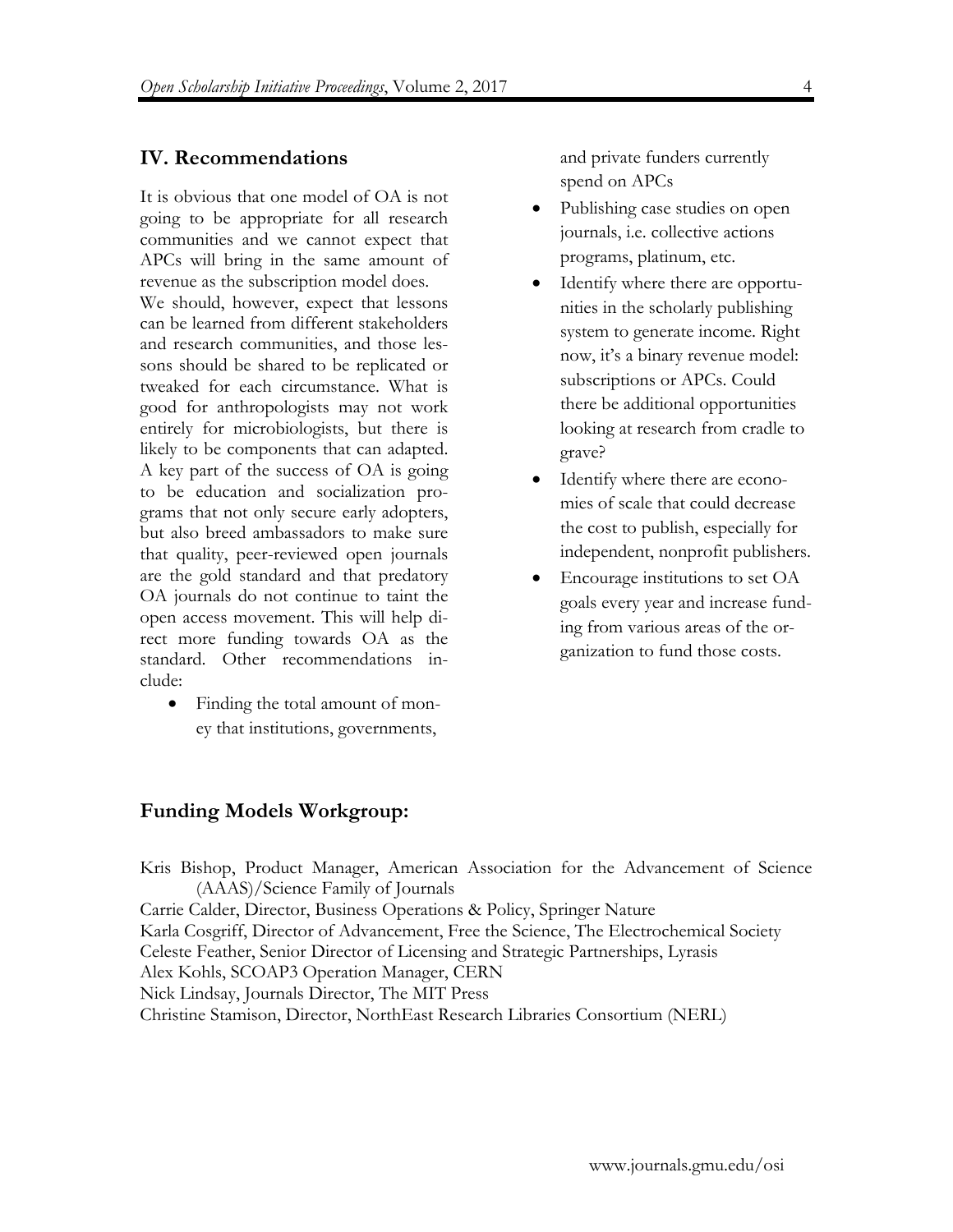## IV. Recommendations

It is obvious that one model of OA is not going to be appropriate for all research communities and we cannot expect that APCs will bring in the same amount of revenue as the subscription model does. We should, however, expect that lessons can be learned from different stakeholders and research communities, and those lessons should be shared to be replicated or tweaked for each circumstance. What is good for anthropologists may not work entirely for microbiologists, but there is likely to be components that can adapted. A key part of the success of OA is going to be education and socialization programs that not only secure early adopters, but also breed ambassadors to make sure that quality, peer-reviewed open journals are the gold standard and that predatory OA journals do not continue to taint the open access movement. This will help direct more funding towards OA as the standard. Other recommendations include:

- Finding the total amount of money that institutions, governments, and private funders currently spend on APCs
- Publishing case studies on open journals, i.e. collective actions programs, platinum, etc.
- Identify where there are opportunities in the scholarly publishing system to generate income. Right now, it's a binary revenue model: subscriptions or APCs. Could there be additional opportunities looking at research from cradle to grave?
- Identify where there are economies of scale that could decrease the cost to publish, especially for independent, nonprofit publishers.
- Encourage institutions to set OA goals every year and increase funding from various areas of the organization to fund those costs.

## Funding Models Workgroup:

Kris Bishop, Product Manager, American Association for the Advancement of Science (AAAS)/Science Family of Journals
Carrie Calder, Director, Business Operations & Policy, Springer Nature
Karla Cosgriff, Director of Advancement, Free the Science, The Electrochemical Society
Celeste Feather, Senior Director of Licensing and Strategic Partnerships, Lyrasis
Alex Kohls, SCOAP3 Operation Manager, CERN
Nick Lindsay, Journals Director, The MIT Press
Christine Stamison, Director, NorthEast Research Libraries Consortium (NERL)